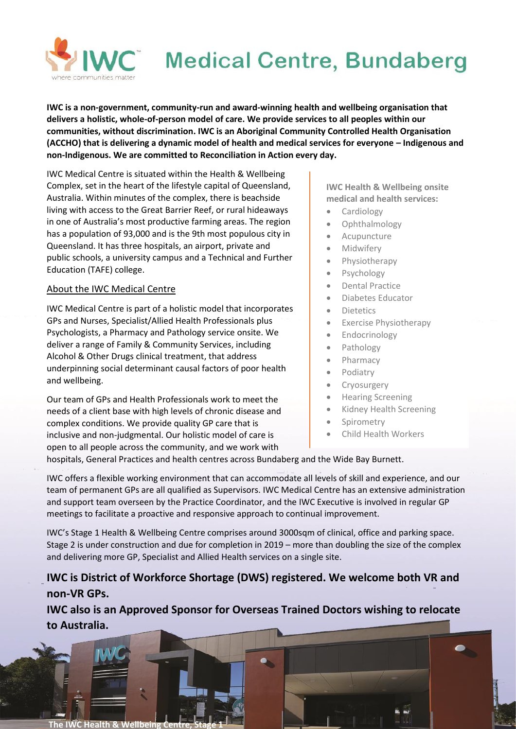# Medical Centre, Bundaberg

IWC where communities matter

**IWC is a non-government, community-run and award-winning health and wellbeing organisation that delivers a holistic, whole-of-person model of care. We provide services to all peoples within our communities, without discrimination. IWC is an Aboriginal Community Controlled Health Organisation (ACCHO) that is delivering a dynamic model of health and medical services for everyone – Indigenous and non-Indigenous. We are committed to Reconciliation in Action every day.**

IWC Medical Centre is situated within the Health & Wellbeing Complex, set in the heart of the lifestyle capital of Queensland, Australia. Within minutes of the complex, there is beachside living with access to the Great Barrier Reef, or rural hideaways in one of Australia's most productive farming areas. The region has a population of 93,000 and is the 9th most populous city in Queensland. It has three hospitals, an airport, private and public schools, a university campus and a Technical and Further Education (TAFE) college.

## About the IWC Medical Centre

IWC Medical Centre is part of a holistic model that incorporates GPs and Nurses, Specialist/Allied Health Professionals plus Psychologists, a Pharmacy and Pathology service onsite. We deliver a range of Family & Community Services, including Alcohol & Other Drugs clinical treatment, that address underpinning social determinant causal factors of poor health and wellbeing.

Our team of GPs and Health Professionals work to meet the needs of a client base with high levels of chronic disease and complex conditions. We provide quality GP care that is inclusive and non-judgmental. Our holistic model of care is open to all people across the community, and we work with hospitals, General Practices and health centres across Bundaberg and the Wide Bay Burnett.

**IWC Health & Wellbeing onsite medical and health services:**

- Cardiology
- Ophthalmology
- Acupuncture
- Midwifery
- Physiotherapy
- Psychology
- Dental Practice
- Diabetes Educator
- Dietetics
- Exercise Physiotherapy
- Endocrinology
- Pathology
- Pharmacy
- Podiatry
- Cryosurgery
- Hearing Screening
- Kidney Health Screening
- Spirometry
- Child Health Workers

IWC offers a flexible working environment that can accommodate all levels of skill and experience, and our team of permanent GPs are all qualified as Supervisors. IWC Medical Centre has an extensive administration and support team overseen by the Practice Coordinator, and the IWC Executive is involved in regular GP meetings to facilitate a proactive and responsive approach to continual improvement.

IWC's Stage 1 Health & Wellbeing Centre comprises around 3000sqm of clinical, office and parking space. Stage 2 is under construction and due for completion in 2019 – more than doubling the size of the complex and delivering more GP, Specialist and Allied Health services on a single site.

## IWC is District of Workforce Shortage (DWS) registered. We welcome both VR and non-VR GPs.

## IWC also is an Approved Sponsor for Overseas Trained Doctors wishing to relocate to Australia.

The IWC Health & Wellbeing Centre, Stage 1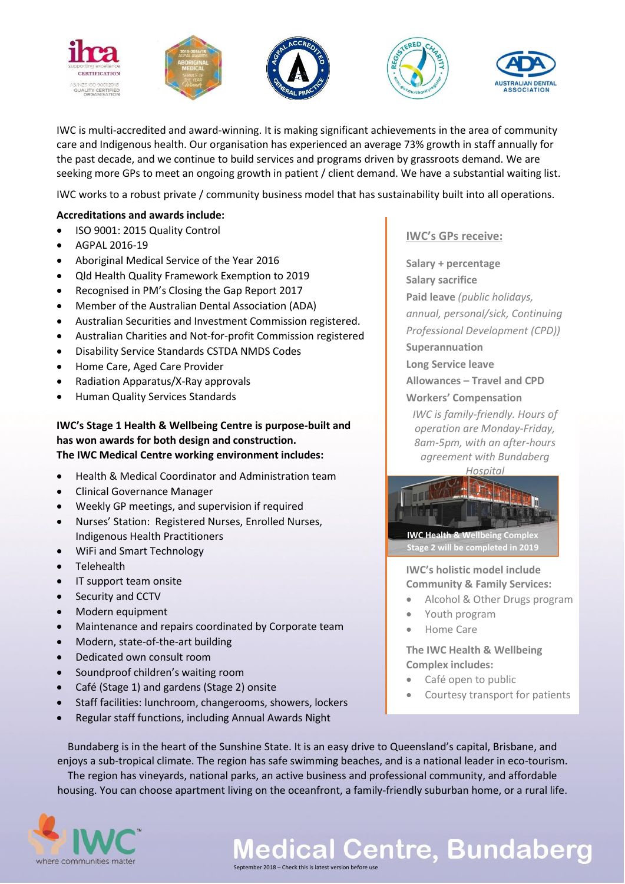IWC is multi-accredited and award-winning. It is making significant achievements in the area of community care and Indigenous health. Our organisation has experienced an average 73% growth in staff annually for the past decade, and we continue to build services and programs driven by grassroots demand. We are seeking more GPs to meet an ongoing growth in patient / client demand. We have a substantial waiting list.

IWC works to a robust private / community business model that has sustainability built into all operations.

**Accreditations and awards include:**

- ISO 9001: 2015 Quality Control
- AGPAL 2016-19
- Aboriginal Medical Service of the Year 2016
- Qld Health Quality Framework Exemption to 2019
- Recognised in PM's Closing the Gap Report 2017
- Member of the Australian Dental Association (ADA)
- Australian Securities and Investment Commission registered.
- Australian Charities and Not-for-profit Commission registered
- Disability Service Standards CSTDA NMDS Codes
- Home Care, Aged Care Provider
- Radiation Apparatus/X-Ray approvals
- Human Quality Services Standards

**IWC's Stage 1 Health & Wellbeing Centre is purpose-built and has won awards for both design and construction.**
**The IWC Medical Centre working environment includes:**

- Health & Medical Coordinator and Administration team
- Clinical Governance Manager
- Weekly GP meetings, and supervision if required
- Nurses' Station: Registered Nurses, Enrolled Nurses, Indigenous Health Practitioners
- WiFi and Smart Technology
- Telehealth
- IT support team onsite
- Security and CCTV
- Modern equipment
- Maintenance and repairs coordinated by Corporate team
- Modern, state-of-the-art building
- Dedicated own consult room
- Soundproof children's waiting room
- Café (Stage 1) and gardens (Stage 2) onsite
- Staff facilities: lunchroom, changerooms, showers, lockers
- Regular staff functions, including Annual Awards Night

## IWC's GPs receive:

**Salary + percentage**
**Salary sacrifice**
**Paid leave** *(public holidays, annual, personal/sick, Continuing Professional Development (CPD))*
**Superannuation**
**Long Service leave**
**Allowances – Travel and CPD**
**Workers' Compensation**

*IWC is family-friendly. Hours of operation are Monday-Friday, 8am-5pm, with an after-hours agreement with Bundaberg Hospital*

**IWC Health & Wellbeing Complex Stage 2 will be completed in 2019**

**IWC's holistic model include Community & Family Services:**

- Alcohol & Other Drugs program
- Youth program
- Home Care

**The IWC Health & Wellbeing Complex includes:**

- Café open to public
- Courtesy transport for patients

Bundaberg is in the heart of the Sunshine State. It is an easy drive to Queensland's capital, Brisbane, and enjoys a sub-tropical climate. The region has safe swimming beaches, and is a national leader in eco-tourism. The region has vineyards, national parks, an active business and professional community, and affordable housing. You can choose apartment living on the oceanfront, a family-friendly suburban home, or a rural life.

IWC where communities matter

# Medical Centre, Bundaberg

September 2018 – Check this is latest version before use